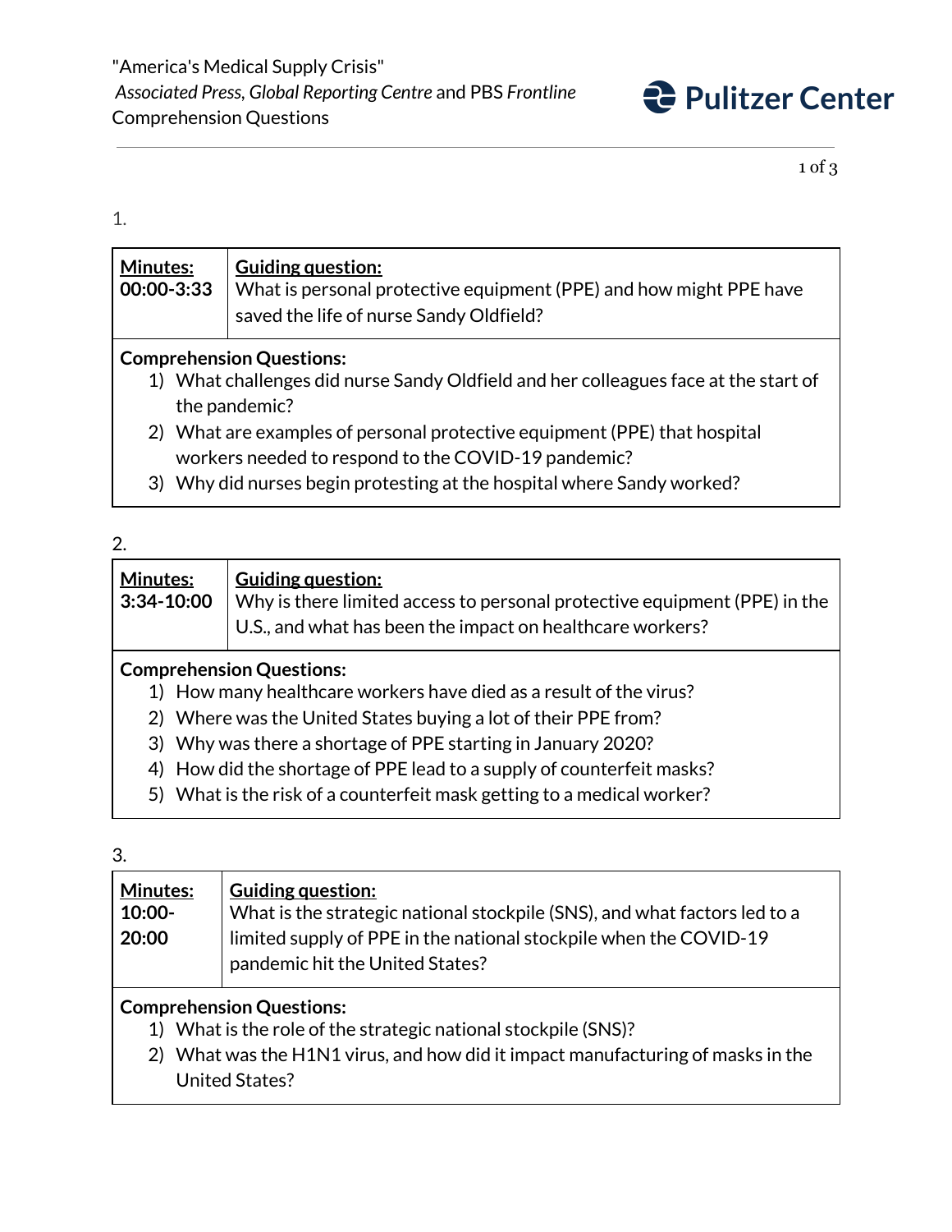"America's Medical Supply Crisis"
*Associated Press*, *Global Reporting Centre* and PBS *Frontline*
Comprehension Questions

1.

| **Minutes:** 00:00-3:33 | **Guiding question:** What is personal protective equipment (PPE) and how might PPE have saved the life of nurse Sandy Oldfield? |
|---|---|

**Comprehension Questions:**

1) What challenges did nurse Sandy Oldfield and her colleagues face at the start of the pandemic?
2) What are examples of personal protective equipment (PPE) that hospital workers needed to respond to the COVID-19 pandemic?
3) Why did nurses begin protesting at the hospital where Sandy worked?

2.

| **Minutes:** 3:34-10:00 | **Guiding question:** Why is there limited access to personal protective equipment (PPE) in the U.S., and what has been the impact on healthcare workers? |
|---|---|

**Comprehension Questions:**

1) How many healthcare workers have died as a result of the virus?
2) Where was the United States buying a lot of their PPE from?
3) Why was there a shortage of PPE starting in January 2020?
4) How did the shortage of PPE lead to a supply of counterfeit masks?
5) What is the risk of a counterfeit mask getting to a medical worker?

3.

| **Minutes:** 10:00-20:00 | **Guiding question:** What is the strategic national stockpile (SNS), and what factors led to a limited supply of PPE in the national stockpile when the COVID-19 pandemic hit the United States? |
|---|---|

**Comprehension Questions:**

1) What is the role of the strategic national stockpile (SNS)?
2) What was the H1N1 virus, and how did it impact manufacturing of masks in the United States?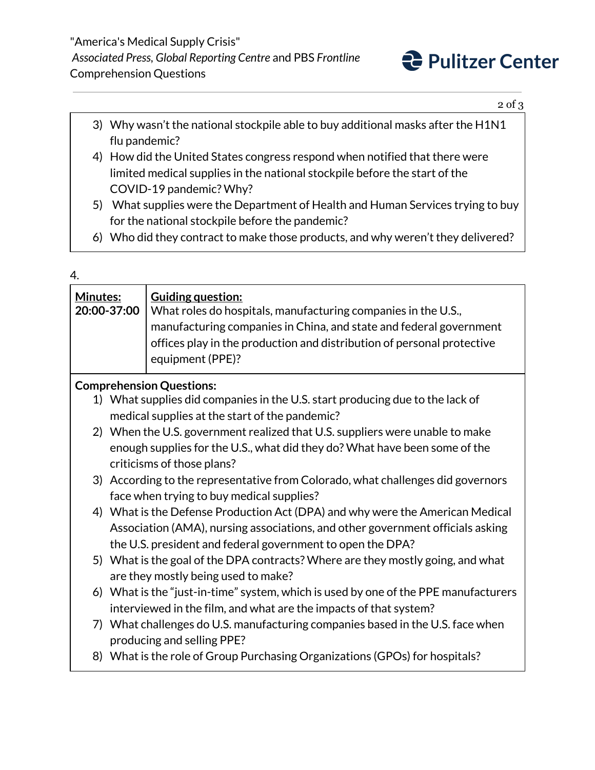3) Why wasn't the national stockpile able to buy additional masks after the H1N1 flu pandemic?
4) How did the United States congress respond when notified that there were limited medical supplies in the national stockpile before the start of the COVID-19 pandemic? Why?
5) What supplies were the Department of Health and Human Services trying to buy for the national stockpile before the pandemic?
6) Who did they contract to make those products, and why weren't they delivered?

4.

| **Minutes:** 20:00-37:00 | **Guiding question:** What roles do hospitals, manufacturing companies in the U.S., manufacturing companies in China, and state and federal government offices play in the production and distribution of personal protective equipment (PPE)? |
|---|---|

**Comprehension Questions:**

1) What supplies did companies in the U.S. start producing due to the lack of medical supplies at the start of the pandemic?
2) When the U.S. government realized that U.S. suppliers were unable to make enough supplies for the U.S., what did they do? What have been some of the criticisms of those plans?
3) According to the representative from Colorado, what challenges did governors face when trying to buy medical supplies?
4) What is the Defense Production Act (DPA) and why were the American Medical Association (AMA), nursing associations, and other government officials asking the U.S. president and federal government to open the DPA?
5) What is the goal of the DPA contracts? Where are they mostly going, and what are they mostly being used to make?
6) What is the "just-in-time" system, which is used by one of the PPE manufacturers interviewed in the film, and what are the impacts of that system?
7) What challenges do U.S. manufacturing companies based in the U.S. face when producing and selling PPE?
8) What is the role of Group Purchasing Organizations (GPOs) for hospitals?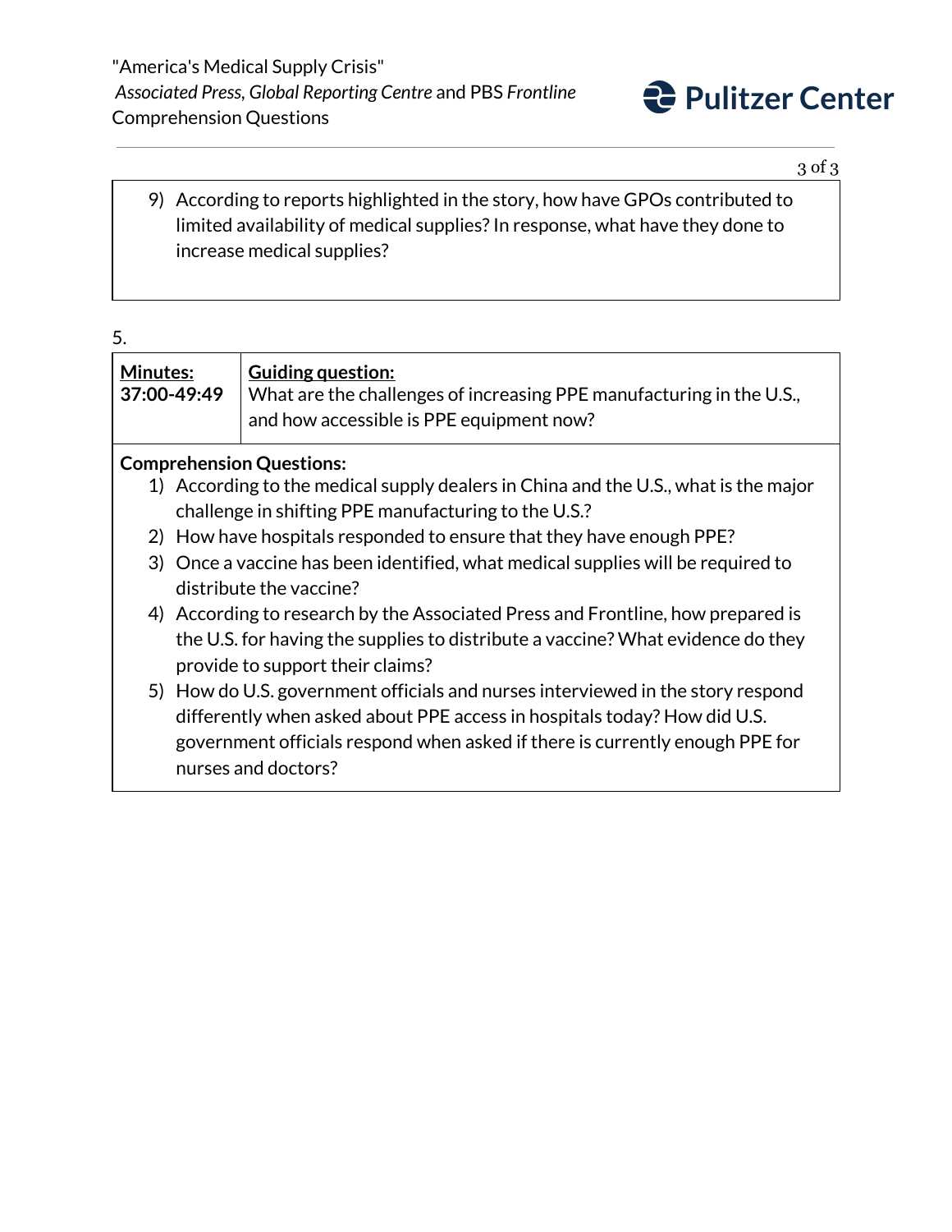9) According to reports highlighted in the story, how have GPOs contributed to limited availability of medical supplies? In response, what have they done to increase medical supplies?

5.

| **Minutes:** | **Guiding question:** |
|---|---|
| **37:00-49:49** | What are the challenges of increasing PPE manufacturing in the U.S., and how accessible is PPE equipment now? |

**Comprehension Questions:**

1) According to the medical supply dealers in China and the U.S., what is the major challenge in shifting PPE manufacturing to the U.S.?
2) How have hospitals responded to ensure that they have enough PPE?
3) Once a vaccine has been identified, what medical supplies will be required to distribute the vaccine?
4) According to research by the Associated Press and Frontline, how prepared is the U.S. for having the supplies to distribute a vaccine? What evidence do they provide to support their claims?
5) How do U.S. government officials and nurses interviewed in the story respond differently when asked about PPE access in hospitals today? How did U.S. government officials respond when asked if there is currently enough PPE for nurses and doctors?